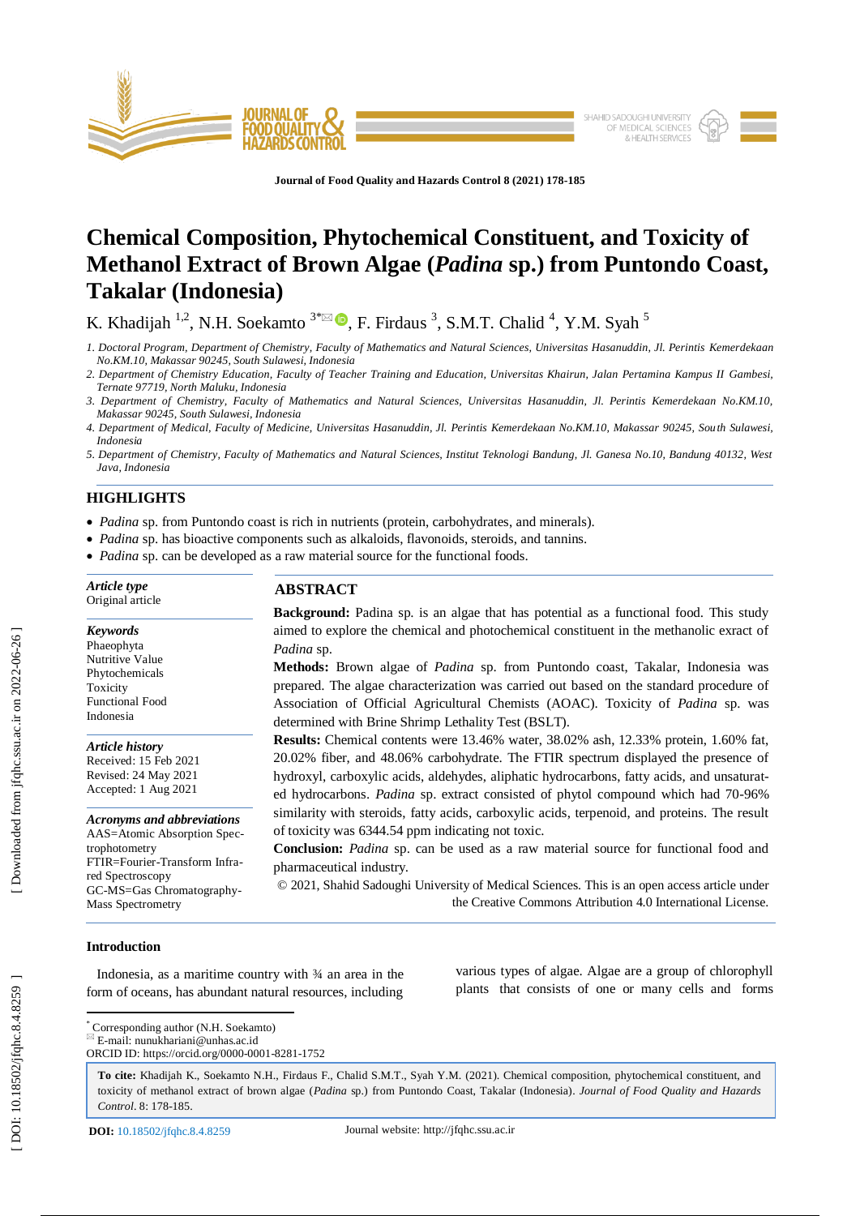# Chemical Composition, Phytochemical Constituent, and Toxicity of Methanol Extract of Brown Algae (*Padina* sp.) from Puntondo Coast, Takalar (Indonesia)

K. Khadijah [1,2], N.H. Soekamto [3*], F. Firdaus [3], S.M.T. Chalid [4], Y.M. Syah [5]

1. Doctoral Program, Department of Chemistry, Faculty of Mathematics and Natural Sciences, Universitas Hasanuddin, Jl. Perintis Kemerdekaan No.KM.10, Makassar 90245, South Sulawesi, Indonesia
2. Department of Chemistry Education, Faculty of Teacher Training and Education, Universitas Khairun, Jalan Pertamina Kampus II Gambesi, Ternate 97719, North Maluku, Indonesia
3. Department of Chemistry, Faculty of Mathematics and Natural Sciences, Universitas Hasanuddin, Jl. Perintis Kemerdekaan No.KM.10, Makassar 90245, South Sulawesi, Indonesia
4. Department of Medical, Faculty of Medicine, Universitas Hasanuddin, Jl. Perintis Kemerdekaan No.KM.10, Makassar 90245, South Sulawesi, Indonesia
5. Department of Chemistry, Faculty of Mathematics and Natural Sciences, Institut Teknologi Bandung, Jl. Ganesa No.10, Bandung 40132, West Java, Indonesia

## HIGHLIGHTS

- *Padina* sp. from Puntondo coast is rich in nutrients (protein, carbohydrates, and minerals).
- *Padina* sp. has bioactive components such as alkaloids, flavonoids, steroids, and tannins.
- *Padina* sp. can be developed as a raw material source for the functional foods.

***Article type***
Original article

***Keywords***
Phaeophyta
Nutritive Value
Phytochemicals
Toxicity
Functional Food
Indonesia

***Article history***
Received: 15 Feb 2021
Revised: 24 May 2021
Accepted: 1 Aug 2021

***Acronyms and abbreviations***
AAS=Atomic Absorption Spectrophotometry
FTIR=Fourier-Transform Infrared Spectroscopy
GC-MS=Gas Chromatography-Mass Spectrometry

## ABSTRACT

**Background:** Padina sp. is an algae that has potential as a functional food. This study aimed to explore the chemical and photochemical constituent in the methanolic exract of *Padina* sp.

**Methods:** Brown algae of *Padina* sp. from Puntondo coast, Takalar, Indonesia was prepared. The algae characterization was carried out based on the standard procedure of Association of Official Agricultural Chemists (AOAC). Toxicity of *Padina* sp. was determined with Brine Shrimp Lethality Test (BSLT).

**Results:** Chemical contents were 13.46% water, 38.02% ash, 12.33% protein, 1.60% fat, 20.02% fiber, and 48.06% carbohydrate. The FTIR spectrum displayed the presence of hydroxyl, carboxylic acids, aldehydes, aliphatic hydrocarbons, fatty acids, and unsaturated hydrocarbons. *Padina* sp. extract consisted of phytol compound which had 70-96% similarity with steroids, fatty acids, carboxylic acids, terpenoid, and proteins. The result of toxicity was 6344.54 ppm indicating not toxic.

**Conclusion:** *Padina* sp. can be used as a raw material source for functional food and pharmaceutical industry.

© 2021, Shahid Sadoughi University of Medical Sciences. This is an open access article under the Creative Commons Attribution 4.0 International License.

### Introduction

Indonesia, as a maritime country with ¾ an area in the form of oceans, has abundant natural resources, including various types of algae. Algae are a group of chlorophyll plants that consists of one or many cells and forms

[*] Corresponding author (N.H. Soekamto)
E-mail: nunukhariani@unhas.ac.id
ORCID ID: https://orcid.org/0000-0001-8281-1752

**To cite:** Khadijah K., Soekamto N.H., Firdaus F., Chalid S.M.T., Syah Y.M. (2021). Chemical composition, phytochemical constituent, and toxicity of methanol extract of brown algae (*Padina* sp.) from Puntondo Coast, Takalar (Indonesia). *Journal of Food Quality and Hazards Control*. 8: 178-185.

**DOI:** 10.18502/jfqhc.8.4.8259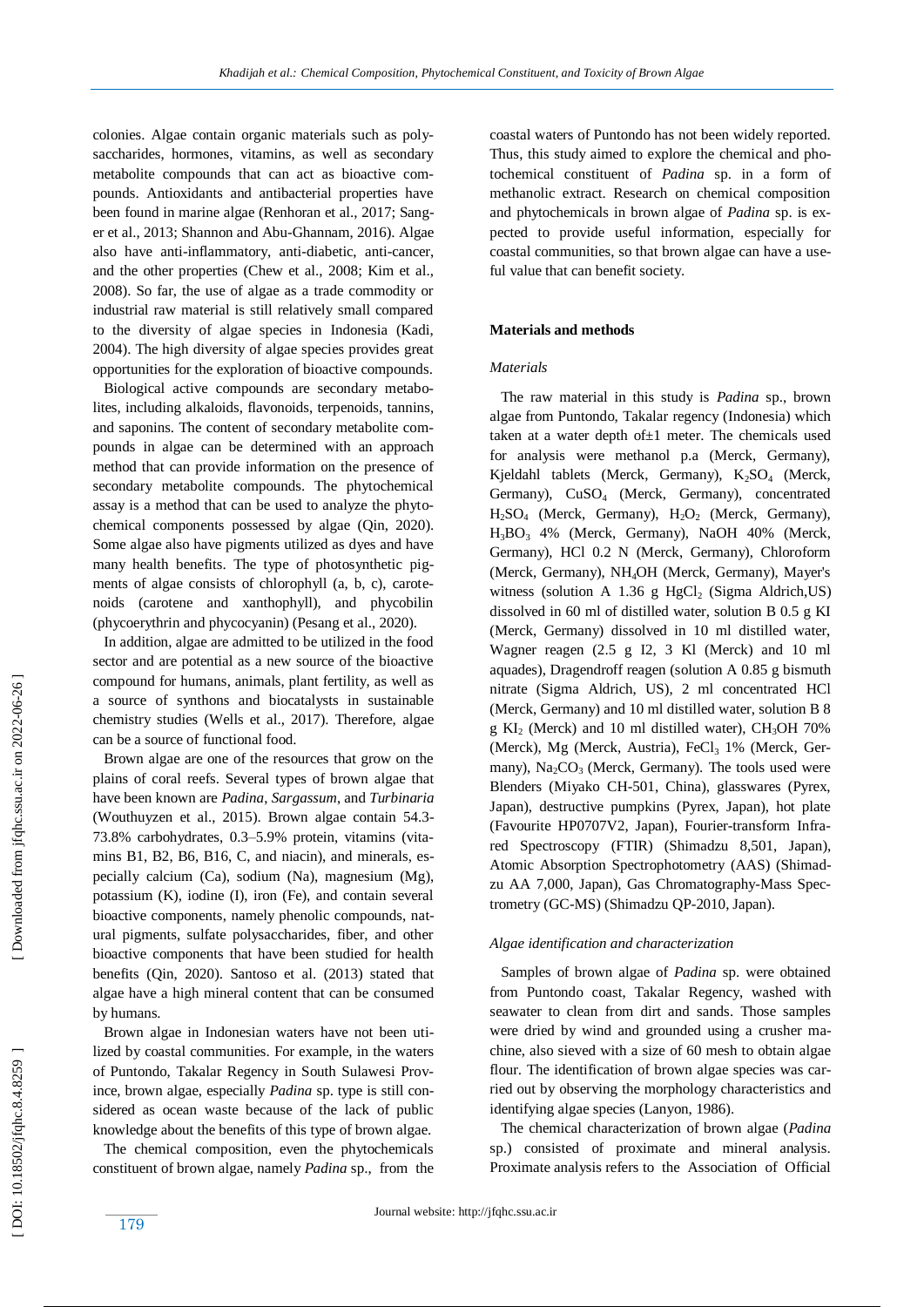colonies. Algae contain organic materials such as polysaccharides, hormones, vitamins, as well as secondary metabolite compounds that can act as bioactive compounds. Antioxidants and antibacterial properties have been found in marine algae (Renhoran et al., 2017; Sanger et al., 2013; Shannon and Abu-Ghannam, 2016). Algae also have anti-inflammatory, anti-diabetic, anti-cancer, and the other properties (Chew et al., 2008; Kim et al., 2008). So far, the use of algae as a trade commodity or industrial raw material is still relatively small compared to the diversity of algae species in Indonesia (Kadi, 2004). The high diversity of algae species provides great opportunities for the exploration of bioactive compounds.

Biological active compounds are secondary metabolites, including alkaloids, flavonoids, terpenoids, tannins, and saponins. The content of secondary metabolite compounds in algae can be determined with an approach method that can provide information on the presence of secondary metabolite compounds. The phytochemical assay is a method that can be used to analyze the phytochemical components possessed by algae (Qin, 2020). Some algae also have pigments utilized as dyes and have many health benefits. The type of photosynthetic pigments of algae consists of chlorophyll (a, b, c), carotenoids (carotene and xanthophyll), and phycobilin (phycoerythrin and phycocyanin) (Pesang et al., 2020).

In addition, algae are admitted to be utilized in the food sector and are potential as a new source of the bioactive compound for humans, animals, plant fertility, as well as a source of synthons and biocatalysts in sustainable chemistry studies (Wells et al., 2017). Therefore, algae can be a source of functional food.

Brown algae are one of the resources that grow on the plains of coral reefs. Several types of brown algae that have been known are *Padina*, *Sargassum*, and *Turbinaria* (Wouthuyzen et al., 2015). Brown algae contain 54.3-73.8% carbohydrates, 0.3–5.9% protein, vitamins (vitamins B1, B2, B6, B16, C, and niacin), and minerals, especially calcium (Ca), sodium (Na), magnesium (Mg), potassium (K), iodine (I), iron (Fe), and contain several bioactive components, namely phenolic compounds, natural pigments, sulfate polysaccharides, fiber, and other bioactive components that have been studied for health benefits (Qin, 2020). Santoso et al. (2013) stated that algae have a high mineral content that can be consumed by humans.

Brown algae in Indonesian waters have not been utilized by coastal communities. For example, in the waters of Puntondo, Takalar Regency in South Sulawesi Province, brown algae, especially *Padina* sp. type is still considered as ocean waste because of the lack of public knowledge about the benefits of this type of brown algae.

The chemical composition, even the phytochemicals constituent of brown algae, namely *Padina* sp., from the coastal waters of Puntondo has not been widely reported. Thus, this study aimed to explore the chemical and photochemical constituent of *Padina* sp. in a form of methanolic extract. Research on chemical composition and phytochemicals in brown algae of *Padina* sp. is expected to provide useful information, especially for coastal communities, so that brown algae can have a useful value that can benefit society.

## Materials and methods

### *Materials*

The raw material in this study is *Padina* sp., brown algae from Puntondo, Takalar regency (Indonesia) which taken at a water depth of±1 meter. The chemicals used for analysis were methanol p.a (Merck, Germany), Kjeldahl tablets (Merck, Germany), $K_2SO_4$ (Merck, Germany), $CuSO_4$ (Merck, Germany), concentrated $H_2SO_4$ (Merck, Germany), $H_2O_2$ (Merck, Germany), $H_3BO_3$ 4% (Merck, Germany), NaOH 40% (Merck, Germany), HCl 0.2 N (Merck, Germany), Chloroform (Merck, Germany), $NH_4OH$ (Merck, Germany), Mayer's witness (solution A 1.36 g $HgCl_2$ (Sigma Aldrich,US) dissolved in 60 ml of distilled water, solution B 0.5 g KI (Merck, Germany) dissolved in 10 ml distilled water, Wagner reagen (2.5 g I2, 3 Kl (Merck) and 10 ml aquades), Dragendroff reagen (solution A 0.85 g bismuth nitrate (Sigma Aldrich, US), 2 ml concentrated HCl (Merck, Germany) and 10 ml distilled water, solution B 8 g $KI_2$ (Merck) and 10 ml distilled water), $CH_3OH$ 70% (Merck), Mg (Merck, Austria), $FeCl_3$ 1% (Merck, Germany), $Na_2CO_3$ (Merck, Germany). The tools used were Blenders (Miyako CH-501, China), glasswares (Pyrex, Japan), destructive pumpkins (Pyrex, Japan), hot plate (Favourite HP0707V2, Japan), Fourier-transform Infrared Spectroscopy (FTIR) (Shimadzu 8,501, Japan), Atomic Absorption Spectrophotometry (AAS) (Shimadzu AA 7,000, Japan), Gas Chromatography-Mass Spectrometry (GC-MS) (Shimadzu QP-2010, Japan).

### *Algae identification and characterization*

Samples of brown algae of *Padina* sp. were obtained from Puntondo coast, Takalar Regency, washed with seawater to clean from dirt and sands. Those samples were dried by wind and grounded using a crusher machine, also sieved with a size of 60 mesh to obtain algae flour. The identification of brown algae species was carried out by observing the morphology characteristics and identifying algae species (Lanyon, 1986).

The chemical characterization of brown algae (*Padina* sp.) consisted of proximate and mineral analysis. Proximate analysis refers to the Association of Official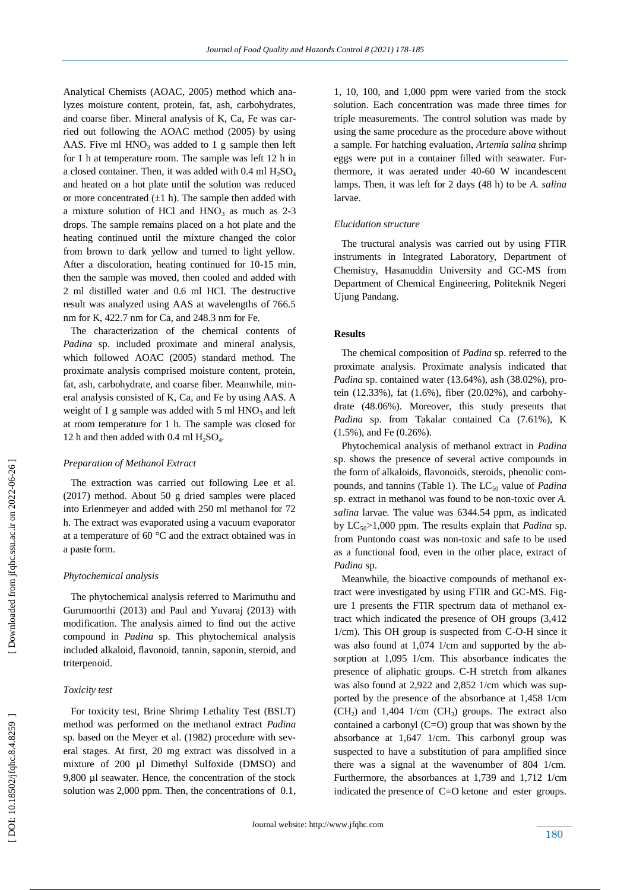Analytical Chemists (AOAC, 2005) method which analyzes moisture content, protein, fat, ash, carbohydrates, and coarse fiber. Mineral analysis of K, Ca, Fe was carried out following the AOAC method (2005) by using AAS. Five ml $HNO_3$ was added to 1 g sample then left for 1 h at temperature room. The sample was left 12 h in a closed container. Then, it was added with 0.4 ml $H_2SO_4$ and heated on a hot plate until the solution was reduced or more concentrated (±1 h). The sample then added with a mixture solution of HCl and $HNO_3$ as much as 2-3 drops. The sample remains placed on a hot plate and the heating continued until the mixture changed the color from brown to dark yellow and turned to light yellow. After a discoloration, heating continued for 10-15 min, then the sample was moved, then cooled and added with 2 ml distilled water and 0.6 ml HCl. The destructive result was analyzed using AAS at wavelengths of 766.5 nm for K, 422.7 nm for Ca, and 248.3 nm for Fe.

The characterization of the chemical contents of *Padina* sp. included proximate and mineral analysis, which followed AOAC (2005) standard method. The proximate analysis comprised moisture content, protein, fat, ash, carbohydrate, and coarse fiber. Meanwhile, mineral analysis consisted of K, Ca, and Fe by using AAS. A weight of 1 g sample was added with 5 ml $HNO_3$ and left at room temperature for 1 h. The sample was closed for 12 h and then added with 0.4 ml $H_2SO_4$.

### *Preparation of Methanol Extract*

The extraction was carried out following Lee et al. (2017) method. About 50 g dried samples were placed into Erlenmeyer and added with 250 ml methanol for 72 h. The extract was evaporated using a vacuum evaporator at a temperature of 60 °C and the extract obtained was in a paste form.

### *Phytochemical analysis*

The phytochemical analysis referred to Marimuthu and Gurumoorthi (2013) and Paul and Yuvaraj (2013) with modification. The analysis aimed to find out the active compound in *Padina* sp. This phytochemical analysis included alkaloid, flavonoid, tannin, saponin, steroid, and triterpenoid.

### *Toxicity test*

For toxicity test, Brine Shrimp Lethality Test (BSLT) method was performed on the methanol extract *Padina* sp. based on the Meyer et al. (1982) procedure with several stages. At first, 20 mg extract was dissolved in a mixture of 200 µl Dimethyl Sulfoxide (DMSO) and 9,800 µl seawater. Hence, the concentration of the stock solution was 2,000 ppm. Then, the concentrations of 0.1, 1, 10, 100, and 1,000 ppm were varied from the stock solution. Each concentration was made three times for triple measurements. The control solution was made by using the same procedure as the procedure above without a sample. For hatching evaluation, *Artemia salina* shrimp eggs were put in a container filled with seawater. Furthermore, it was aerated under 40-60 W incandescent lamps. Then, it was left for 2 days (48 h) to be *A. salina* larvae.

### *Elucidation structure*

The tructural analysis was carried out by using FTIR instruments in Integrated Laboratory, Department of Chemistry, Hasanuddin University and GC-MS from Department of Chemical Engineering, Politeknik Negeri Ujung Pandang.

## Results

The chemical composition of *Padina* sp. referred to the proximate analysis. Proximate analysis indicated that *Padina* sp. contained water (13.64%), ash (38.02%), protein (12.33%), fat (1.6%), fiber (20.02%), and carbohydrate (48.06%). Moreover, this study presents that *Padina* sp. from Takalar contained Ca (7.61%), K (1.5%), and Fe (0.26%).

Phytochemical analysis of methanol extract in *Padina* sp. shows the presence of several active compounds in the form of alkaloids, flavonoids, steroids, phenolic compounds, and tannins (Table 1). The $LC_{50}$ value of *Padina* sp. extract in methanol was found to be non-toxic over *A. salina* larvae. The value was 6344.54 ppm, as indicated by $LC_{50}$>1,000 ppm. The results explain that *Padina* sp. from Puntondo coast was non-toxic and safe to be used as a functional food, even in the other place, extract of *Padina* sp.

Meanwhile, the bioactive compounds of methanol extract were investigated by using FTIR and GC-MS. Figure 1 presents the FTIR spectrum data of methanol extract which indicated the presence of OH groups (3,412 1/cm). This OH group is suspected from C-O-H since it was also found at 1,074 1/cm and supported by the absorption at 1,095 1/cm. This absorbance indicates the presence of aliphatic groups. C-H stretch from alkanes was also found at 2,922 and 2,852 1/cm which was supported by the presence of the absorbance at 1,458 1/cm ($CH_2$) and 1,404 1/cm ($CH_3$) groups. The extract also contained a carbonyl (C=O) group that was shown by the absorbance at 1,647 1/cm. This carbonyl group was suspected to have a substitution of para amplified since there was a signal at the wavenumber of 804 1/cm. Furthermore, the absorbances at 1,739 and 1,712 1/cm indicated the presence of C=O ketone and ester groups.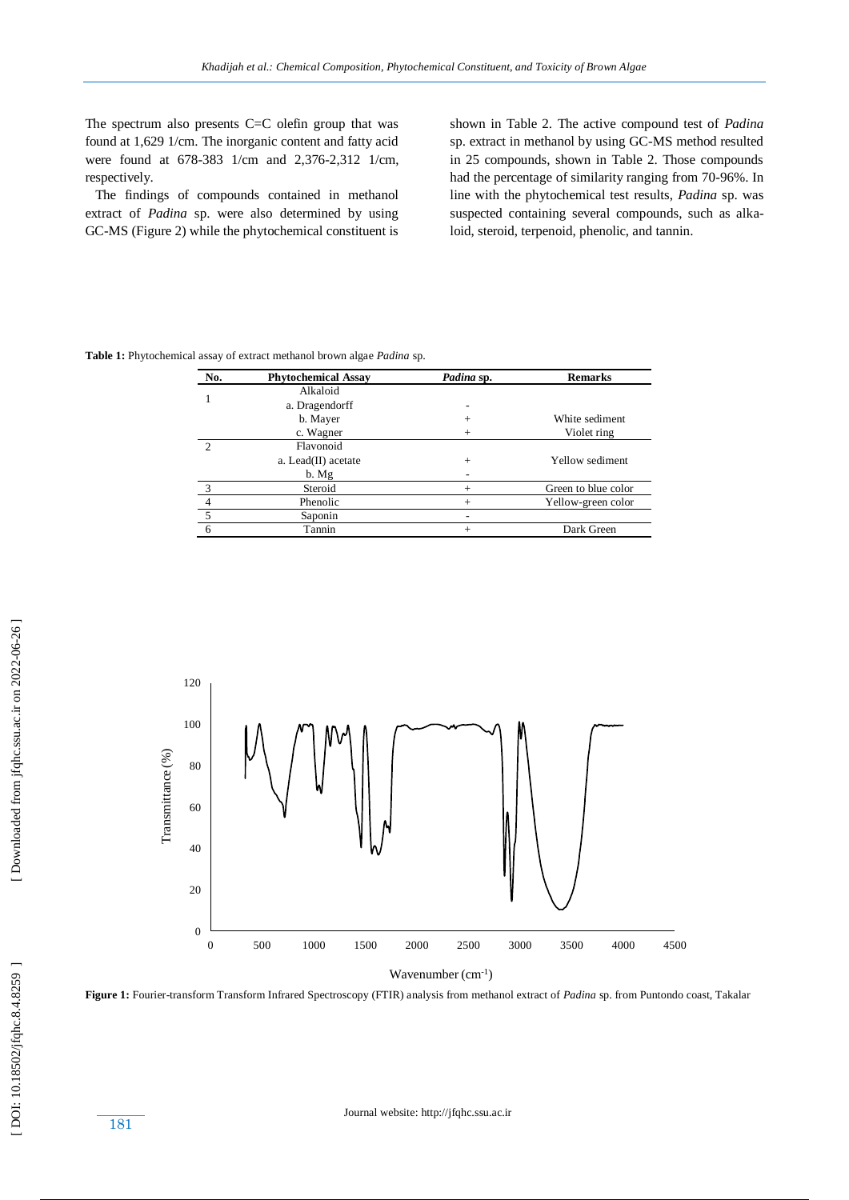The spectrum also presents C=C olefin group that was found at 1,629 1/cm. The inorganic content and fatty acid were found at 678-383 1/cm and 2,376-2,312 1/cm, respectively.

The findings of compounds contained in methanol extract of *Padina* sp. were also determined by using GC-MS (Figure 2) while the phytochemical constituent is shown in Table 2. The active compound test of *Padina* sp. extract in methanol by using GC-MS method resulted in 25 compounds, shown in Table 2. Those compounds had the percentage of similarity ranging from 70-96%. In line with the phytochemical test results, *Padina* sp. was suspected containing several compounds, such as alkaloid, steroid, terpenoid, phenolic, and tannin.

**Table 1:** Phytochemical assay of extract methanol brown algae *Padina* sp.

| No. | Phytochemical Assay | *Padina* sp. | Remarks |
|---|---|---|---|
| 1 | Alkaloid | | |
| | a. Dragendorff | - | |
| | b. Mayer | + | White sediment |
| | c. Wagner | + | Violet ring |
| 2 | Flavonoid | | |
| | a. Lead(II) acetate | + | Yellow sediment |
| | b. Mg | - | |
| 3 | Steroid | + | Green to blue color |
| 4 | Phenolic | + | Yellow-green color |
| 5 | Saponin | - | |
| 6 | Tannin | + | Dark Green |

**Figure 1:** Fourier-transform Transform Infrared Spectroscopy (FTIR) analysis from methanol extract of *Padina* sp. from Puntondo coast, Takalar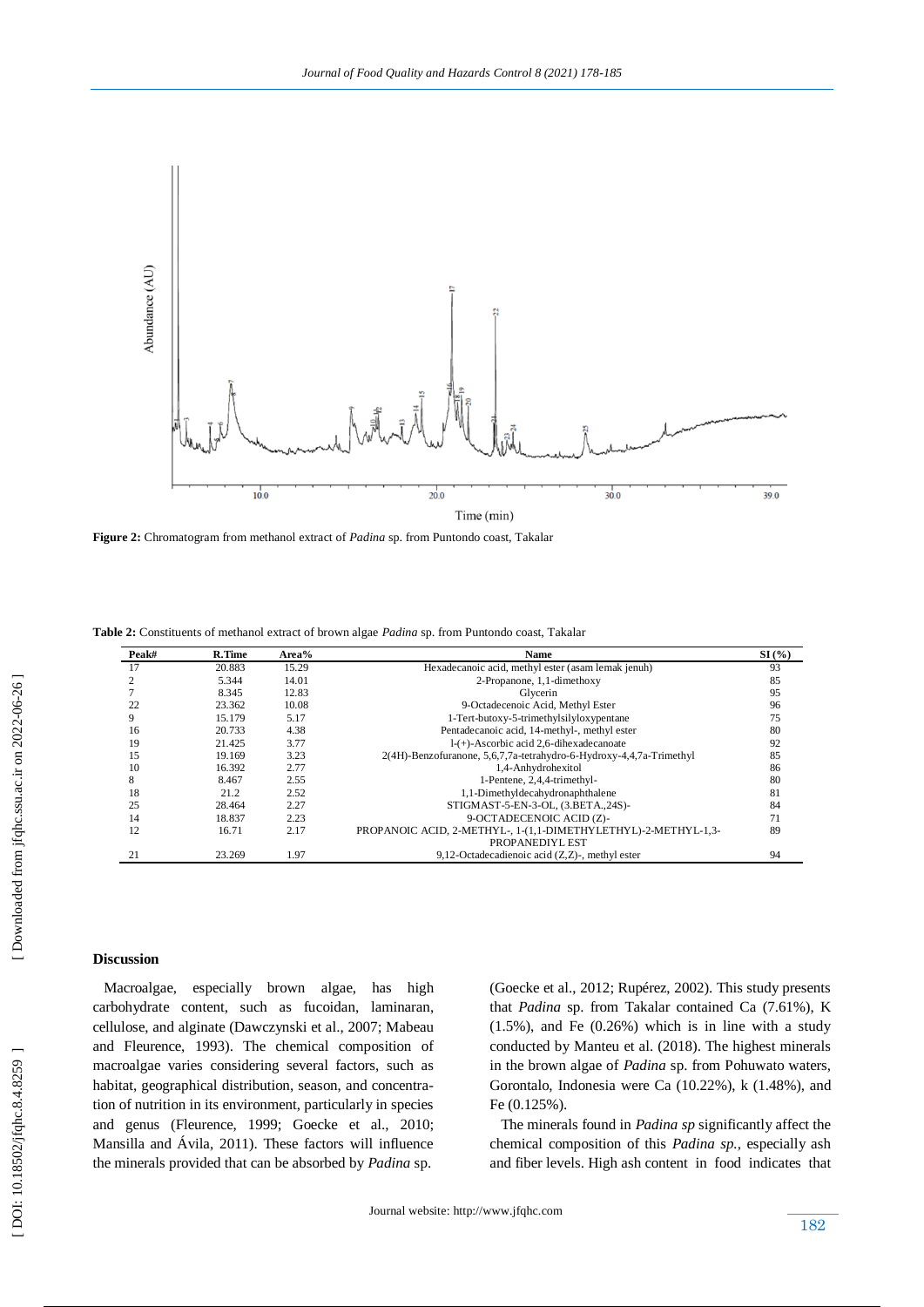Figure 2: Chromatogram from methanol extract of *Padina* sp. from Puntondo coast, Takalar

**Table 2:** Constituents of methanol extract of brown algae *Padina* sp. from Puntondo coast, Takalar

| Peak# | R.Time | Area% | Name | SI (%) |
|---|---|---|---|---|
| 17 | 20.883 | 15.29 | Hexadecanoic acid, methyl ester (asam lemak jenuh) | 93 |
| 2 | 5.344 | 14.01 | 2-Propanone, 1,1-dimethoxy | 85 |
| 7 | 8.345 | 12.83 | Glycerin | 95 |
| 22 | 23.362 | 10.08 | 9-Octadecenoic Acid, Methyl Ester | 96 |
| 9 | 15.179 | 5.17 | 1-Tert-butoxy-5-trimethylsilyloxypentane | 75 |
| 16 | 20.733 | 4.38 | Pentadecanoic acid, 14-methyl-, methyl ester | 80 |
| 19 | 21.425 | 3.77 | l-(+)-Ascorbic acid 2,6-dihexadecanoate | 92 |
| 15 | 19.169 | 3.23 | 2(4H)-Benzofuranone, 5,6,7,7a-tetrahydro-6-Hydroxy-4,4,7a-Trimethyl | 85 |
| 10 | 16.392 | 2.77 | 1,4-Anhydrohexitol | 86 |
| 8 | 8.467 | 2.55 | 1-Pentene, 2,4,4-trimethyl- | 80 |
| 18 | 21.2 | 2.52 | 1,1-Dimethyldecahydronaphthalene | 81 |
| 25 | 28.464 | 2.27 | STIGMAST-5-EN-3-OL, (3.BETA.,24S)- | 84 |
| 14 | 18.837 | 2.23 | 9-OCTADECENOIC ACID (Z)- | 71 |
| 12 | 16.71 | 2.17 | PROPANOIC ACID, 2-METHYL-, 1-(1,1-DIMETHYLETHYL)-2-METHYL-1,3-PROPANEDIYL EST | 89 |
| 21 | 23.269 | 1.97 | 9,12-Octadecadienoic acid (Z,Z)-, methyl ester | 94 |

## Discussion

Macroalgae, especially brown algae, has high carbohydrate content, such as fucoidan, laminaran, cellulose, and alginate (Dawczynski et al., 2007; Mabeau and Fleurence, 1993). The chemical composition of macroalgae varies considering several factors, such as habitat, geographical distribution, season, and concentration of nutrition in its environment, particularly in species and genus (Fleurence, 1999; Goecke et al., 2010; Mansilla and Ávila, 2011). These factors will influence the minerals provided that can be absorbed by *Padina* sp. (Goecke et al., 2012; Rupérez, 2002). This study presents that *Padina* sp. from Takalar contained Ca (7.61%), K (1.5%), and Fe (0.26%) which is in line with a study conducted by Manteu et al. (2018). The highest minerals in the brown algae of *Padina* sp. from Pohuwato waters, Gorontalo, Indonesia were Ca (10.22%), k (1.48%), and Fe (0.125%).

The minerals found in *Padina sp* significantly affect the chemical composition of this *Padina sp.*, especially ash and fiber levels. High ash content in food indicates that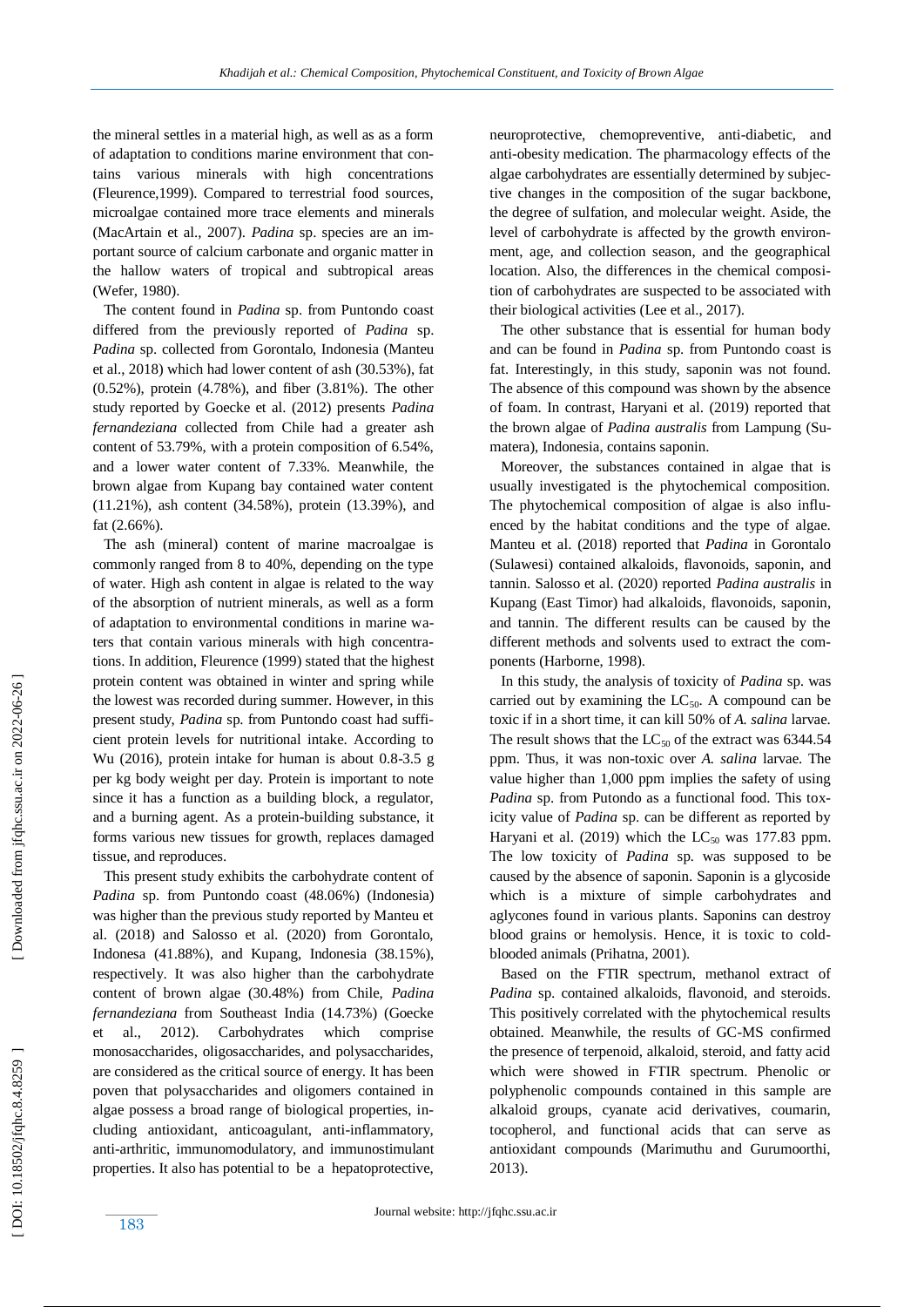the mineral settles in a material high, as well as as a form of adaptation to conditions marine environment that contains various minerals with high concentrations (Fleurence,1999). Compared to terrestrial food sources, microalgae contained more trace elements and minerals (MacArtain et al., 2007). *Padina* sp. species are an important source of calcium carbonate and organic matter in the hallow waters of tropical and subtropical areas (Wefer, 1980).

The content found in *Padina* sp. from Puntondo coast differed from the previously reported of *Padina* sp. *Padina* sp. collected from Gorontalo, Indonesia (Manteu et al., 2018) which had lower content of ash (30.53%), fat (0.52%), protein (4.78%), and fiber (3.81%). The other study reported by Goecke et al. (2012) presents *Padina fernandeziana* collected from Chile had a greater ash content of 53.79%, with a protein composition of 6.54%, and a lower water content of 7.33%. Meanwhile, the brown algae from Kupang bay contained water content (11.21%), ash content (34.58%), protein (13.39%), and fat (2.66%).

The ash (mineral) content of marine macroalgae is commonly ranged from 8 to 40%, depending on the type of water. High ash content in algae is related to the way of the absorption of nutrient minerals, as well as a form of adaptation to environmental conditions in marine waters that contain various minerals with high concentrations. In addition, Fleurence (1999) stated that the highest protein content was obtained in winter and spring while the lowest was recorded during summer. However, in this present study, *Padina* sp. from Puntondo coast had sufficient protein levels for nutritional intake. According to Wu (2016), protein intake for human is about 0.8-3.5 g per kg body weight per day. Protein is important to note since it has a function as a building block, a regulator, and a burning agent. As a protein-building substance, it forms various new tissues for growth, replaces damaged tissue, and reproduces.

This present study exhibits the carbohydrate content of *Padina* sp. from Puntondo coast (48.06%) (Indonesia) was higher than the previous study reported by Manteu et al. (2018) and Salosso et al. (2020) from Gorontalo, Indonesa (41.88%), and Kupang, Indonesia (38.15%), respectively. It was also higher than the carbohydrate content of brown algae (30.48%) from Chile, *Padina fernandeziana* from Southeast India (14.73%) (Goecke et al., 2012). Carbohydrates which comprise monosaccharides, oligosaccharides, and polysaccharides, are considered as the critical source of energy. It has been poven that polysaccharides and oligomers contained in algae possess a broad range of biological properties, including antioxidant, anticoagulant, anti-inflammatory, anti-arthritic, immunomodulatory, and immunostimulant properties. It also has potential to be a hepatoprotective, neuroprotective, chemopreventive, anti-diabetic, and anti-obesity medication. The pharmacology effects of the algae carbohydrates are essentially determined by subjective changes in the composition of the sugar backbone, the degree of sulfation, and molecular weight. Aside, the level of carbohydrate is affected by the growth environment, age, and collection season, and the geographical location. Also, the differences in the chemical composition of carbohydrates are suspected to be associated with their biological activities (Lee et al., 2017).

The other substance that is essential for human body and can be found in *Padina* sp. from Puntondo coast is fat. Interestingly, in this study, saponin was not found. The absence of this compound was shown by the absence of foam. In contrast, Haryani et al. (2019) reported that the brown algae of *Padina australis* from Lampung (Sumatera), Indonesia, contains saponin.

Moreover, the substances contained in algae that is usually investigated is the phytochemical composition. The phytochemical composition of algae is also influenced by the habitat conditions and the type of algae. Manteu et al. (2018) reported that *Padina* in Gorontalo (Sulawesi) contained alkaloids, flavonoids, saponin, and tannin. Salosso et al. (2020) reported *Padina australis* in Kupang (East Timor) had alkaloids, flavonoids, saponin, and tannin. The different results can be caused by the different methods and solvents used to extract the components (Harborne, 1998).

In this study, the analysis of toxicity of *Padina* sp. was carried out by examining the $LC_{50}$. A compound can be toxic if in a short time, it can kill 50% of *A. salina* larvae. The result shows that the $LC_{50}$ of the extract was 6344.54 ppm. Thus, it was non-toxic over *A. salina* larvae. The value higher than 1,000 ppm implies the safety of using *Padina* sp. from Putondo as a functional food. This toxicity value of *Padina* sp. can be different as reported by Haryani et al. (2019) which the $LC_{50}$ was 177.83 ppm. The low toxicity of *Padina* sp. was supposed to be caused by the absence of saponin. Saponin is a glycoside which is a mixture of simple carbohydrates and aglycones found in various plants. Saponins can destroy blood grains or hemolysis. Hence, it is toxic to cold-blooded animals (Prihatna, 2001).

Based on the FTIR spectrum, methanol extract of *Padina* sp. contained alkaloids, flavonoid, and steroids. This positively correlated with the phytochemical results obtained. Meanwhile, the results of GC-MS confirmed the presence of terpenoid, alkaloid, steroid, and fatty acid which were showed in FTIR spectrum. Phenolic or polyphenolic compounds contained in this sample are alkaloid groups, cyanate acid derivatives, coumarin, tocopherol, and functional acids that can serve as antioxidant compounds (Marimuthu and Gurumoorthi, 2013).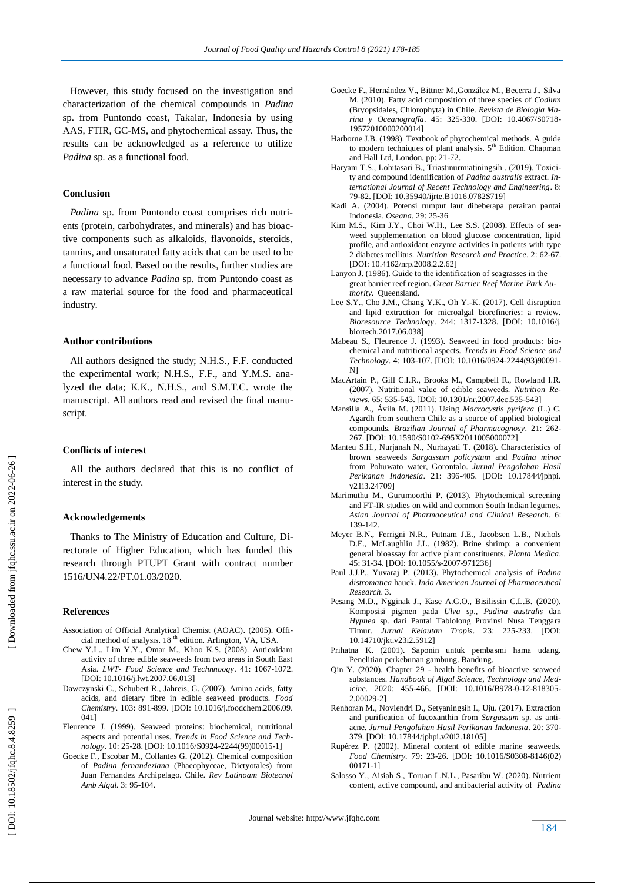However, this study focused on the investigation and characterization of the chemical compounds in *Padina* sp. from Puntondo coast, Takalar, Indonesia by using AAS, FTIR, GC-MS, and phytochemical assay. Thus, the results can be acknowledged as a reference to utilize *Padina* sp. as a functional food.

### Conclusion

*Padina* sp. from Puntondo coast comprises rich nutrients (protein, carbohydrates, and minerals) and has bioactive components such as alkaloids, flavonoids, steroids, tannins, and unsaturated fatty acids that can be used to be a functional food. Based on the results, further studies are necessary to advance *Padina* sp. from Puntondo coast as a raw material source for the food and pharmaceutical industry.

### Author contributions

All authors designed the study; N.H.S., F.F. conducted the experimental work; N.H.S., F.F., and Y.M.S. analyzed the data; K.K., N.H.S., and S.M.T.C. wrote the manuscript. All authors read and revised the final manuscript.

### Conflicts of interest

All the authors declared that this is no conflict of interest in the study.

### Acknowledgements

Thanks to The Ministry of Education and Culture, Directorate of Higher Education, which has funded this research through PTUPT Grant with contract number 1516/UN4.22/PT.01.03/2020.

### References

Association of Official Analytical Chemist (AOAC). (2005). Official method of analysis. 18 th edition. Arlington, VA, USA.

Chew Y.L., Lim Y.Y., Omar M., Khoo K.S. (2008). Antioxidant activity of three edible seaweeds from two areas in South East Asia. *LWT- Food Science and Technnoogy*. 41: 1067-1072. [DOI: 10.1016/j.lwt.2007.06.013]

Dawczynski C., Schubert R., Jahreis, G. (2007). Amino acids, fatty acids, and dietary fibre in edible seaweed products. *Food Chemistry*. 103: 891-899. [DOI: 10.1016/j.foodchem.2006.09.041]

Fleurence J. (1999). Seaweed proteins: biochemical, nutritional aspects and potential uses. *Trends in Food Science and Technology*. 10: 25-28. [DOI: 10.1016/S0924-2244(99)00015-1]

Goecke F., Escobar M., Collantes G. (2012). Chemical composition of *Padina fernandeziana* (Phaeophyceae, Dictyotales) from Juan Fernandez Archipelago. Chile. *Rev Latinoam Biotecnol Amb Algal.* 3: 95-104.

Goecke F., Hernández V., Bittner M.,González M., Becerra J., Silva M. (2010). Fatty acid composition of three species of *Codium* (Bryopsidales, Chlorophyta) in Chile. *Revista de Biología Marina y Oceanografía*. 45: 325-330. [DOI: 10.4067/S0718-19572010000200014]

Harborne J.B. (1998). Textbook of phytochemical methods. A guide to modern techniques of plant analysis. 5th Edition. Chapman and Hall Ltd, London. pp: 21-72.

Haryani T.S., Lohitasari B., Triastinurmiatiningsih . (2019). Toxicity and compound identification of *Padina australis* extract. *International Journal of Recent Technology and Engineering*. 8: 79-82. [DOI: 10.35940/ijrte.B1016.0782S719]

Kadi A. (2004). Potensi rumput laut dibeberapa perairan pantai Indonesia. *Oseana.* 29: 25-36

Kim M.S., Kim J.Y., Choi W.H., Lee S.S. (2008). Effects of seaweed supplementation on blood glucose concentration, lipid profile, and antioxidant enzyme activities in patients with type 2 diabetes mellitus. *Nutrition Research and Practice*. 2: 62-67. [DOI: 10.4162/nrp.2008.2.2.62]

Lanyon J. (1986). Guide to the identification of seagrasses in the great barrier reef region. *Great Barrier Reef Marine Park Authority.* Queensland.

Lee S.Y., Cho J.M., Chang Y.K., Oh Y.-K. (2017). Cell disruption and lipid extraction for microalgal biorefineries: a review. *Bioresource Technology*. 244: 1317-1328. [DOI: 10.1016/j.biortech.2017.06.038]

Mabeau S., Fleurence J. (1993). Seaweed in food products: biochemical and nutritional aspects. *Trends in Food Science and Technology*. 4: 103-107. [DOI: 10.1016/0924-2244(93)90091-N]

MacArtain P., Gill C.I.R., Brooks M., Campbell R., Rowland I.R. (2007). Nutritional value of edible seaweeds. *Nutrition Reviews*. 65: 535-543. [DOI: 10.1301/nr.2007.dec.535-543]

Mansilla A., Ávila M. (2011). Using *Macrocystis pyrifera* (L.) C. Agardh from southern Chile as a source of applied biological compounds. *Brazilian Journal of Pharmacognosy*. 21: 262-267. [DOI: 10.1590/S0102-695X2011005000072]

Manteu S.H., Nurjanah N., Nurhayati T. (2018). Characteristics of brown seaweeds *Sargassum policystum* and *Padina minor* from Pohuwato water, Gorontalo. *Jurnal Pengolahan Hasil Perikanan Indonesia*. 21: 396-405. [DOI: 10.17844/jphpi.v21i3.24709]

Marimuthu M., Gurumoorthi P. (2013). Phytochemical screening and FT-IR studies on wild and common South Indian legumes. *Asian Journal of Pharmaceutical and Clinical Research.* 6: 139-142.

Meyer B.N., Ferrigni N.R., Putnam J.E., Jacobsen L.B., Nichols D.E., McLaughlin J.L. (1982). Brine shrimp: a convenient general bioassay for active plant constituents. *Planta Medica*. 45: 31-34. [DOI: 10.1055/s-2007-971236]

Paul J.J.P., Yuvaraj P. (2013). Phytochemical analysis of *Padina distromatica* hauck. *Indo American Journal of Pharmaceutical Research*. 3.

Pesang M.D., Ngginak J., Kase A.G.O., Bisilissin C.L.B. (2020). Komposisi pigmen pada *Ulva* sp., *Padina australis* dan *Hypnea* sp. dari Pantai Tablolong Provinsi Nusa Tenggara Timur. *Jurnal Kelautan Tropis*. 23: 225-233. [DOI: 10.14710/jkt.v23i2.5912]

Prihatna K. (2001). Saponin untuk pembasmi hama udang. Penelitian perkebunan gambung. Bandung.

Qin Y. (2020). Chapter 29 - health benefits of bioactive seaweed substances. *Handbook of Algal Science, Technology and Medicine.* 2020: 455-466. [DOI: 10.1016/B978-0-12-818305-2.00029-2]

Renhoran M., Noviendri D., Setyaningsih I., Uju. (2017). Extraction and purification of fucoxanthin from *Sargassum* sp. as anti-acne. *Jurnal Pengolahan Hasil Perikanan Indonesia*. 20: 370-379. [DOI: 10.17844/jphpi.v20i2.18105]

Rupérez P. (2002). Mineral content of edible marine seaweeds. *Food Chemistry.* 79: 23-26. [DOI: 10.1016/S0308-8146(02)00171-1]

Salosso Y., Aisiah S., Toruan L.N.L., Pasaribu W. (2020). Nutrient content, active compound, and antibacterial activity of *Padina*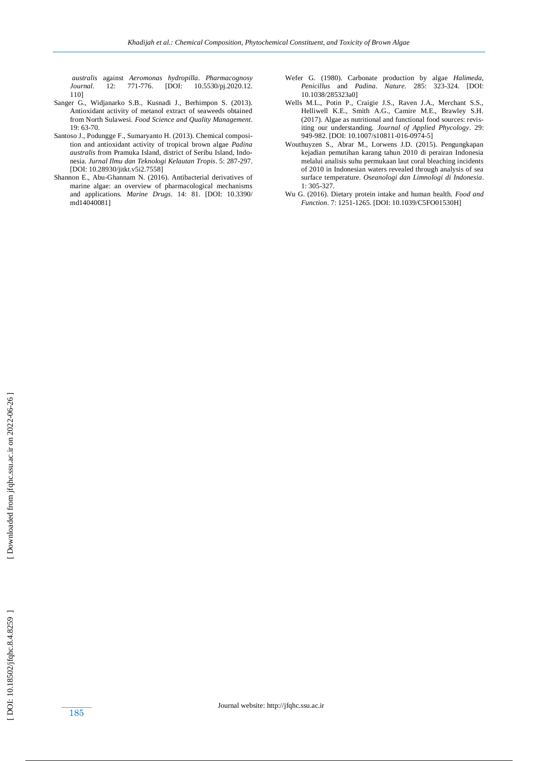*australis* against *Aeromonas hydropilla*. *Pharmacognosy Journal*. 12: 771-776. [DOI: 10.5530/pj.2020.12.110]

Sanger G., Widjanarko S.B., Kusnadi J., Berhimpon S. (2013). Antioxidant activity of metanol extract of seaweeds obtained from North Sulawesi. *Food Science and Quality Management*. 19: 63-70.

Santoso J., Podungge F., Sumaryanto H. (2013). Chemical composition and antioxidant activity of tropical brown algae *Padina australis* from Pramuka Island, district of Seribu Island, Indonesia. *Jurnal Ilmu dan Teknologi Kelautan Tropis*. 5: 287-297. [DOI: 10.28930/jitkt.v5i2.7558]

Shannon E., Abu-Ghannam N. (2016). Antibacterial derivatives of marine algae: an overview of pharmacological mechanisms and applications. *Marine Drugs*. 14: 81. [DOI: 10.3390/md14040081]

Wefer G. (1980). Carbonate production by algae *Halimeda*, *Penicillus* and *Padina*. *Nature*. 285: 323-324. [DOI: 10.1038/285323a0]

Wells M.L., Potin P., Craigie J.S., Raven J.A., Merchant S.S., Helliwell K.E., Smith A.G., Camire M.E., Brawley S.H. (2017). Algae as nutritional and functional food sources: revisiting our understanding. *Journal of Applied Phycology*. 29: 949-982. [DOI: 10.1007/s10811-016-0974-5]

Wouthuyzen S., Abrar M., Lorwens J.D. (2015). Pengungkapan kejadian pemutihan karang tahun 2010 di perairan Indonesia melalui analisis suhu permukaan laut coral bleaching incidents of 2010 in Indonesian waters revealed through analysis of sea surface temperature. *Oseanologi dan Limnologi di Indonesia*. 1: 305-327.

Wu G. (2016). Dietary protein intake and human health. *Food and Function*. 7: 1251-1265. [DOI: 10.1039/C5FO01530H]